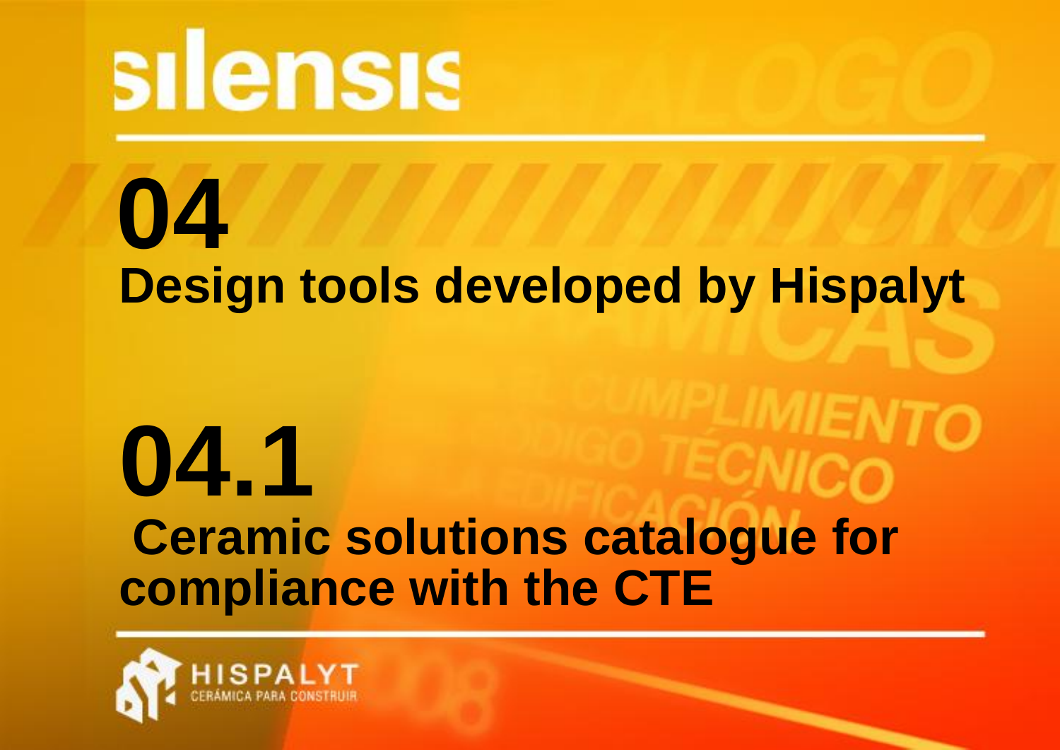# silensis

## 04

## Design tools developed by Hispalyt

## 04.1

## Ceramic solutions catalogue for compliance with the CTE

HISPALYT
CERÁMICA PARA CONSTRUIR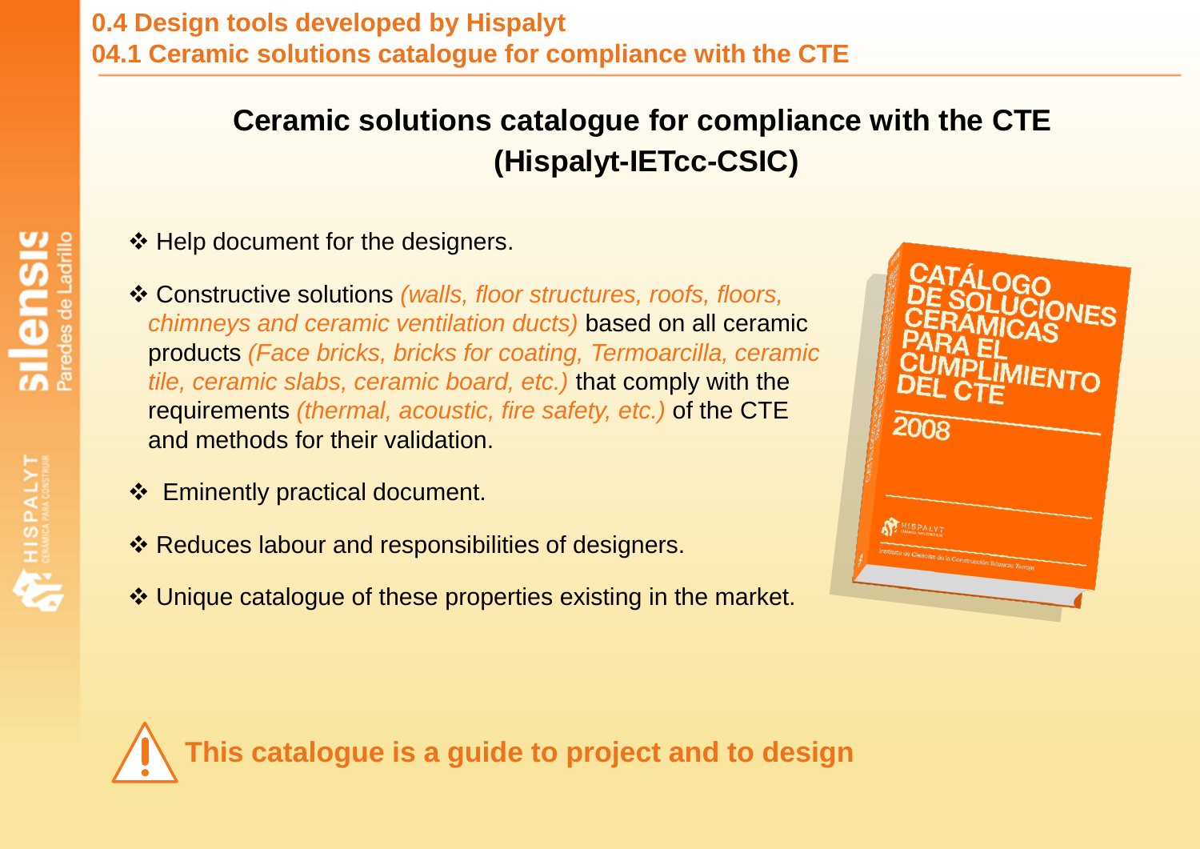## 0.4 Design tools developed by Hispalyt

### 04.1 Ceramic solutions catalogue for compliance with the CTE

# Ceramic solutions catalogue for compliance with the CTE (Hispalyt-IETcc-CSIC)

- Help document for the designers.
- Constructive solutions *(walls, floor structures, roofs, floors, chimneys and ceramic ventilation ducts)* based on all ceramic products *(Face bricks, bricks for coating, Termoarcilla, ceramic tile, ceramic slabs, ceramic board, etc.)* that comply with the requirements *(thermal, acoustic, fire safety, etc.)* of the CTE and methods for their validation.
- Eminently practical document.
- Reduces labour and responsibilities of designers.
- Unique catalogue of these properties existing in the market.

**This catalogue is a guide to project and to design**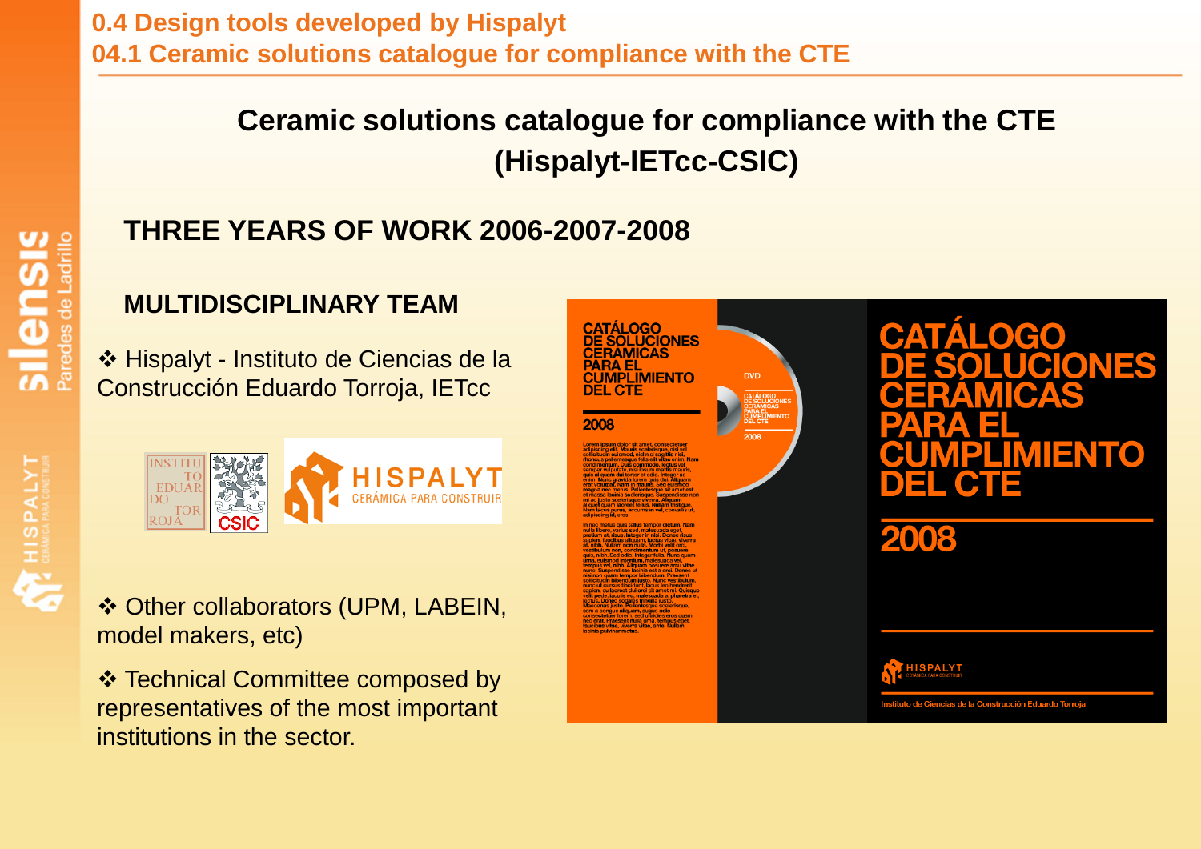# 0.4 Design tools developed by Hispalyt

## 04.1 Ceramic solutions catalogue for compliance with the CTE

## Ceramic solutions catalogue for compliance with the CTE (Hispalyt-IETcc-CSIC)

### THREE YEARS OF WORK 2006-2007-2008

### MULTIDISCIPLINARY TEAM

❖ Hispalyt - Instituto de Ciencias de la Construcción Eduardo Torroja, IETcc

❖ Other collaborators (UPM, LABEIN, model makers, etc)

❖ Technical Committee composed by representatives of the most important institutions in the sector.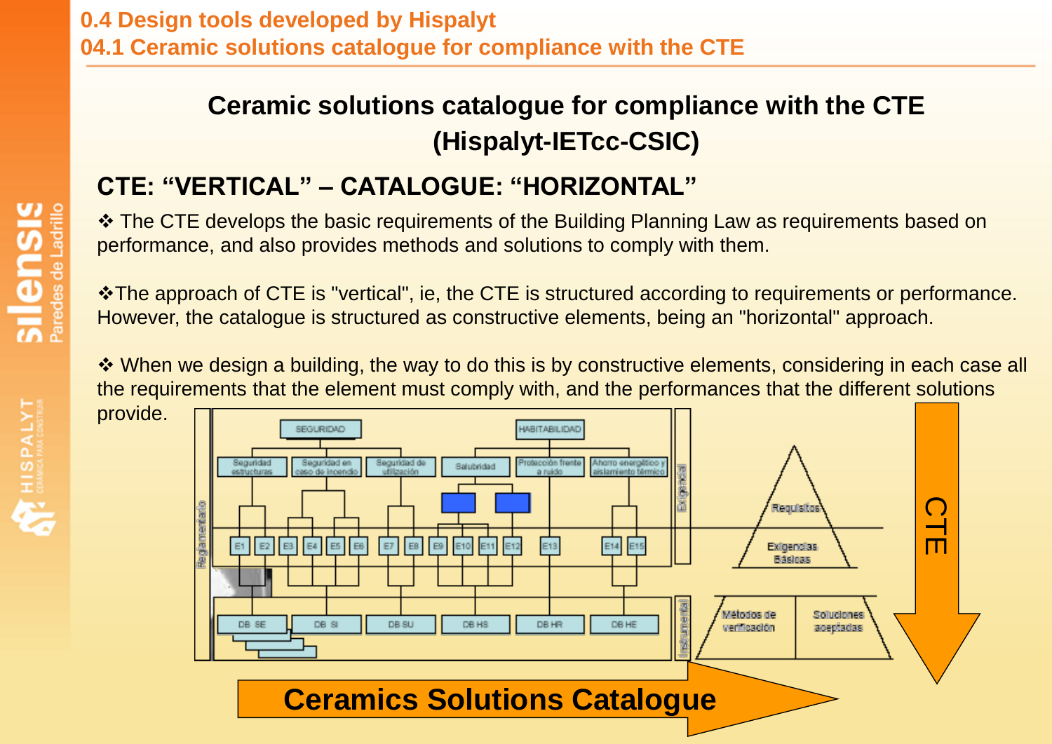## 0.4 Design tools developed by Hispalyt

## 04.1 Ceramic solutions catalogue for compliance with the CTE

# Ceramic solutions catalogue for compliance with the CTE (Hispalyt-IETcc-CSIC)

## CTE: "VERTICAL" – CATALOGUE: "HORIZONTAL"

❖ The CTE develops the basic requirements of the Building Planning Law as requirements based on performance, and also provides methods and solutions to comply with them.

❖The approach of CTE is "vertical", ie, the CTE is structured according to requirements or performance. However, the catalogue is structured as constructive elements, being an "horizontal" approach.

❖ When we design a building, the way to do this is by constructive elements, considering in each case all the requirements that the element must comply with, and the performances that the different solutions provide.

SEGURIDAD | HABITABILIDAD

Seguridad estructural | Seguridad en caso de incendio | Seguridad de utilización | Salubridad | Protección frente al ruido | Ahorro energético y aislamiento térmico

E1 E2 E3 E4 E5 E6 E7 E8 E9 E10 E11 E12 E13 E14 E15

DB SE | DB SI | DB SU | DB HS | DB HR | DB HE

Reglamentario | Exigencial | Instrumental

Requisitos | Exigencias Básicas | Métodos de verificación | Soluciones aceptadas

CTE

Ceramics Solutions Catalogue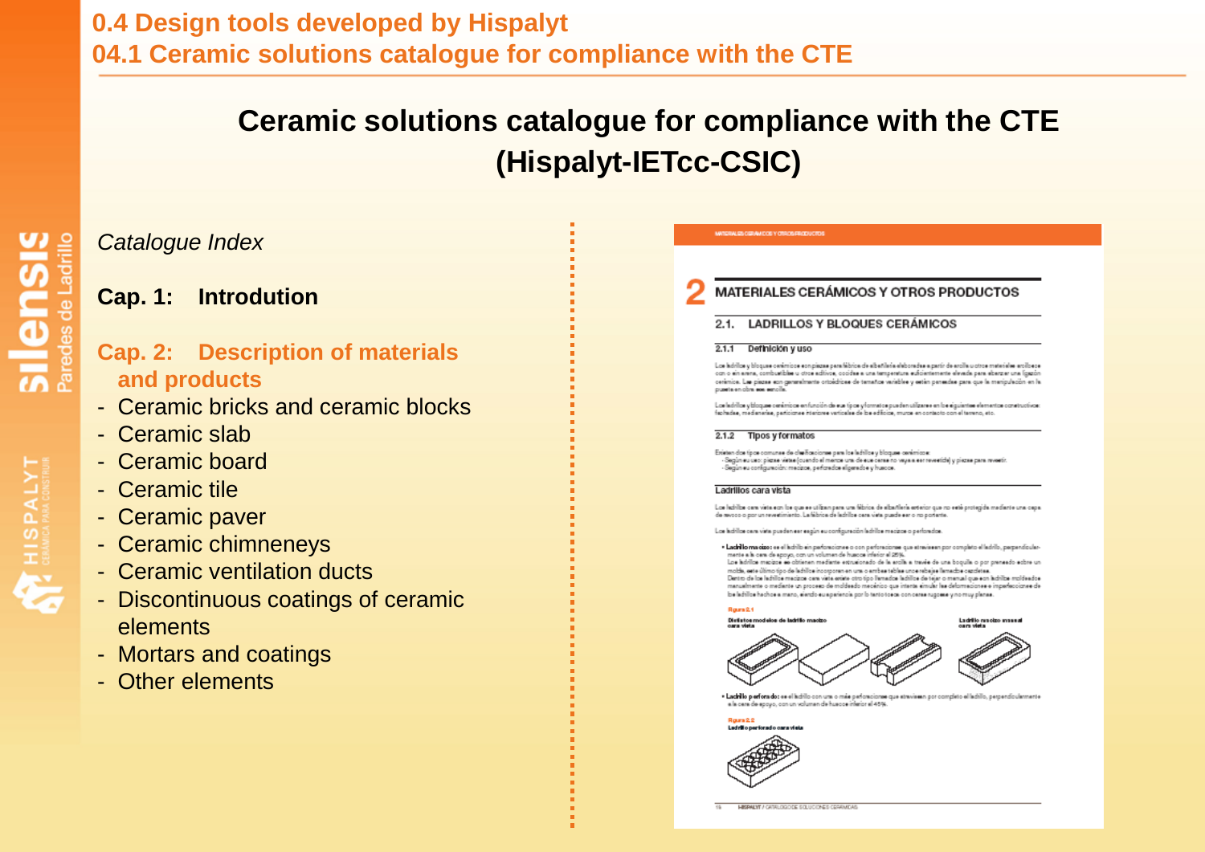# 0.4 Design tools developed by Hispalyt

## 04.1 Ceramic solutions catalogue for compliance with the CTE

# Ceramic solutions catalogue for compliance with the CTE (Hispalyt-IETcc-CSIC)

*Catalogue Index*

**Cap. 1: Introdution**

**Cap. 2: Description of materials and products**

- Ceramic bricks and ceramic blocks
- Ceramic slab
- Ceramic board
- Ceramic tile
- Ceramic paver
- Ceramic chimneneys
- Ceramic ventilation ducts
- Discontinuous coatings of ceramic elements
- Mortars and coatings
- Other elements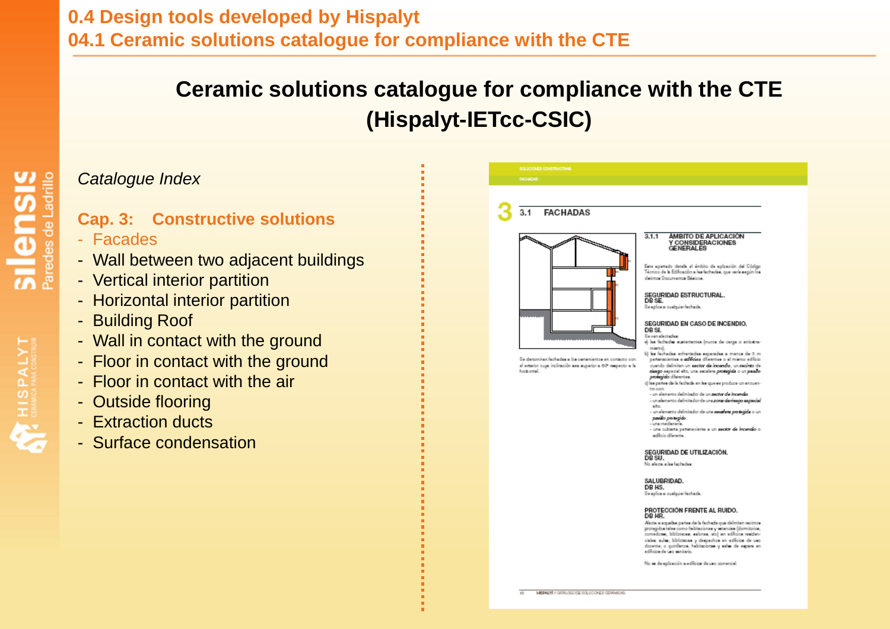# Ceramic solutions catalogue for compliance with the CTE (Hispalyt-IETcc-CSIC)

*Catalogue Index*

**Cap. 3: Constructive solutions**

- Facades
- Wall between two adjacent buildings
- Vertical interior partition
- Horizontal interior partition
- Building Roof
- Wall in contact with the ground
- Floor in contact with the ground
- Floor in contact with the air
- Outside flooring
- Extraction ducts
- Surface condensation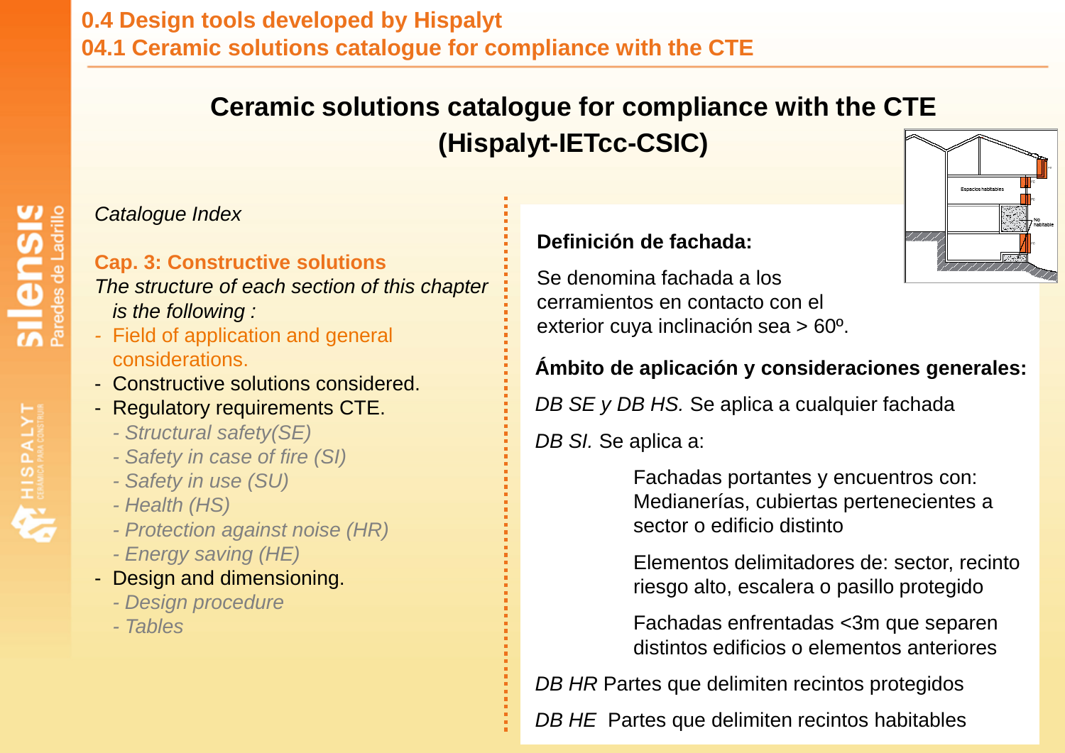# Ceramic solutions catalogue for compliance with the CTE (Hispalyt-IETcc-CSIC)

*Catalogue Index*

**Cap. 3: Constructive solutions**

*The structure of each section of this chapter is the following :*

- Field of application and general considerations.
- Constructive solutions considered.
- Regulatory requirements CTE.
  - *- Structural safety(SE)*
  - *- Safety in case of fire (SI)*
  - *- Safety in use (SU)*
  - *- Health (HS)*
  - *- Protection against noise (HR)*
  - *- Energy saving (HE)*
- Design and dimensioning.
  - *- Design procedure*
  - *- Tables*

**Definición de fachada:**

Se denomina fachada a los cerramientos en contacto con el exterior cuya inclinación sea > 60º.

**Ámbito de aplicación y consideraciones generales:**

*DB SE y DB HS.* Se aplica a cualquier fachada

*DB SI.* Se aplica a:

Fachadas portantes y encuentros con: Medianerías, cubiertas pertenecientes a sector o edificio distinto

Elementos delimitadores de: sector, recinto riesgo alto, escalera o pasillo protegido

Fachadas enfrentadas <3m que separen distintos edificios o elementos anteriores

*DB HR* Partes que delimiten recintos protegidos

*DB HE* Partes que delimiten recintos habitables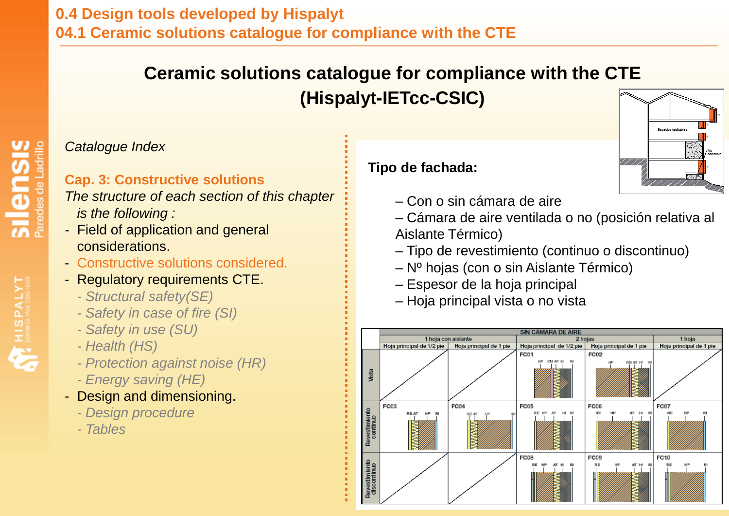# Ceramic solutions catalogue for compliance with the CTE (Hispalyt-IETcc-CSIC)

*Catalogue Index*

**Cap. 3: Constructive solutions**

*The structure of each section of this chapter is the following :*

- Field of application and general considerations.
- Constructive solutions considered.
- Regulatory requirements CTE.
  - *- Structural safety(SE)*
  - *- Safety in case of fire (SI)*
  - *- Safety in use (SU)*
  - *- Health (HS)*
  - *- Protection against noise (HR)*
  - *- Energy saving (HE)*
- Design and dimensioning.
  - *- Design procedure*
  - *- Tables*

**Tipo de fachada:**

– Con o sin cámara de aire
– Cámara de aire ventilada o no (posición relativa al Aislante Térmico)
– Tipo de revestimiento (continuo o discontinuo)
– Nº hojas (con o sin Aislante Térmico)
– Espesor de la hoja principal
– Hoja principal vista o no vista

| | SIN CÁMARA DE AIRE | | | | |
|---|---|---|---|---|---|
| | 1 hoja con aislante | | 2 hojas | | 1 hoja |
| | Hoja principal de 1/2 pie | Hoja principal de 1 pie | Hoja principal de 1/2 pie | Hoja principal de 1 pie | Hoja principal de 1 pie |
| Vista | | | FC01 | FC02 | |
| Revestimiento continuo | FC03 | FC04 | FC05 | FC06 | FC07 |
| Revestimiento discontinuo | | | FC08 | FC09 | FC10 |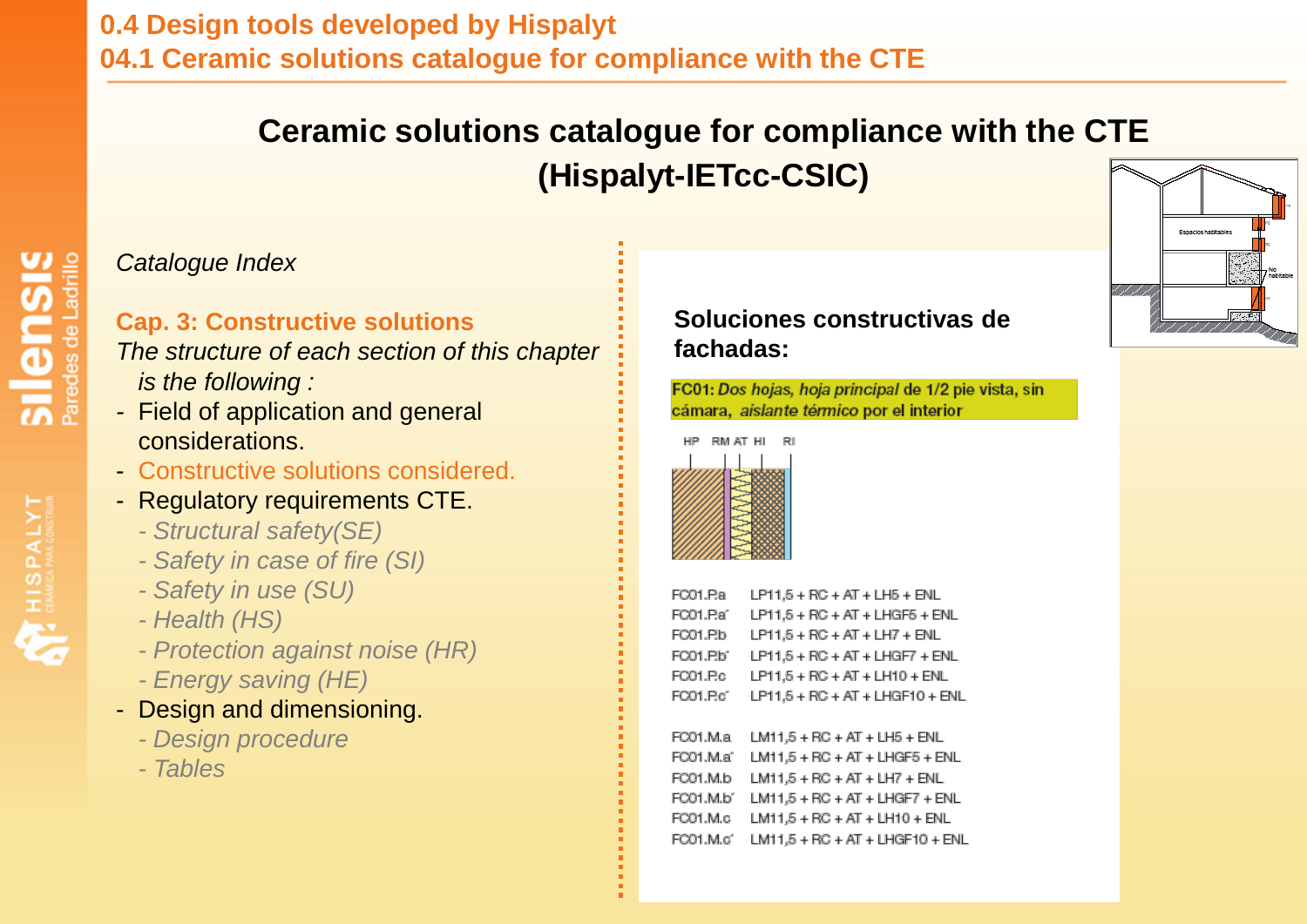## 0.4 Design tools developed by Hispalyt
## 04.1 Ceramic solutions catalogue for compliance with the CTE

# Ceramic solutions catalogue for compliance with the CTE (Hispalyt-IETcc-CSIC)

*Catalogue Index*

**Cap. 3: Constructive solutions**

*The structure of each section of this chapter is the following :*

- Field of application and general considerations.
- Constructive solutions considered.
- Regulatory requirements CTE.
  - *Structural safety(SE)*
  - *Safety in case of fire (SI)*
  - *Safety in use (SU)*
  - *Health (HS)*
  - *Protection against noise (HR)*
  - *Energy saving (HE)*
- Design and dimensioning.
  - *Design procedure*
  - *Tables*

**Soluciones constructivas de fachadas:**

**FC01:** ***Dos hojas, hoja principal* de 1/2 pie vista, sin cámara, *aislante térmico* por el interior**

HP RM AT HI RI

FC01.P.a LP11,5 + RC + AT + LH5 + ENL
FC01.P.a´ LP11,5 + RC + AT + LHGF5 + ENL
FC01.P.b LP11,5 + RC + AT + LH7 + ENL
FC01.P.b´ LP11,5 + RC + AT + LHGF7 + ENL
FC01.P.c LP11,5 + RC + AT + LH10 + ENL
FC01.P.c´ LP11,5 + RC + AT + LHGF10 + ENL

FC01.M.a LM11,5 + RC + AT + LH5 + ENL
FC01.M.a´ LM11,5 + RC + AT + LHGF5 + ENL
FC01.M.b LM11,5 + RC + AT + LH7 + ENL
FC01.M.b´ LM11,5 + RC + AT + LHGF7 + ENL
FC01.M.c LM11,5 + RC + AT + LH10 + ENL
FC01.M.c´ LM11,5 + RC + AT + LHGF10 + ENL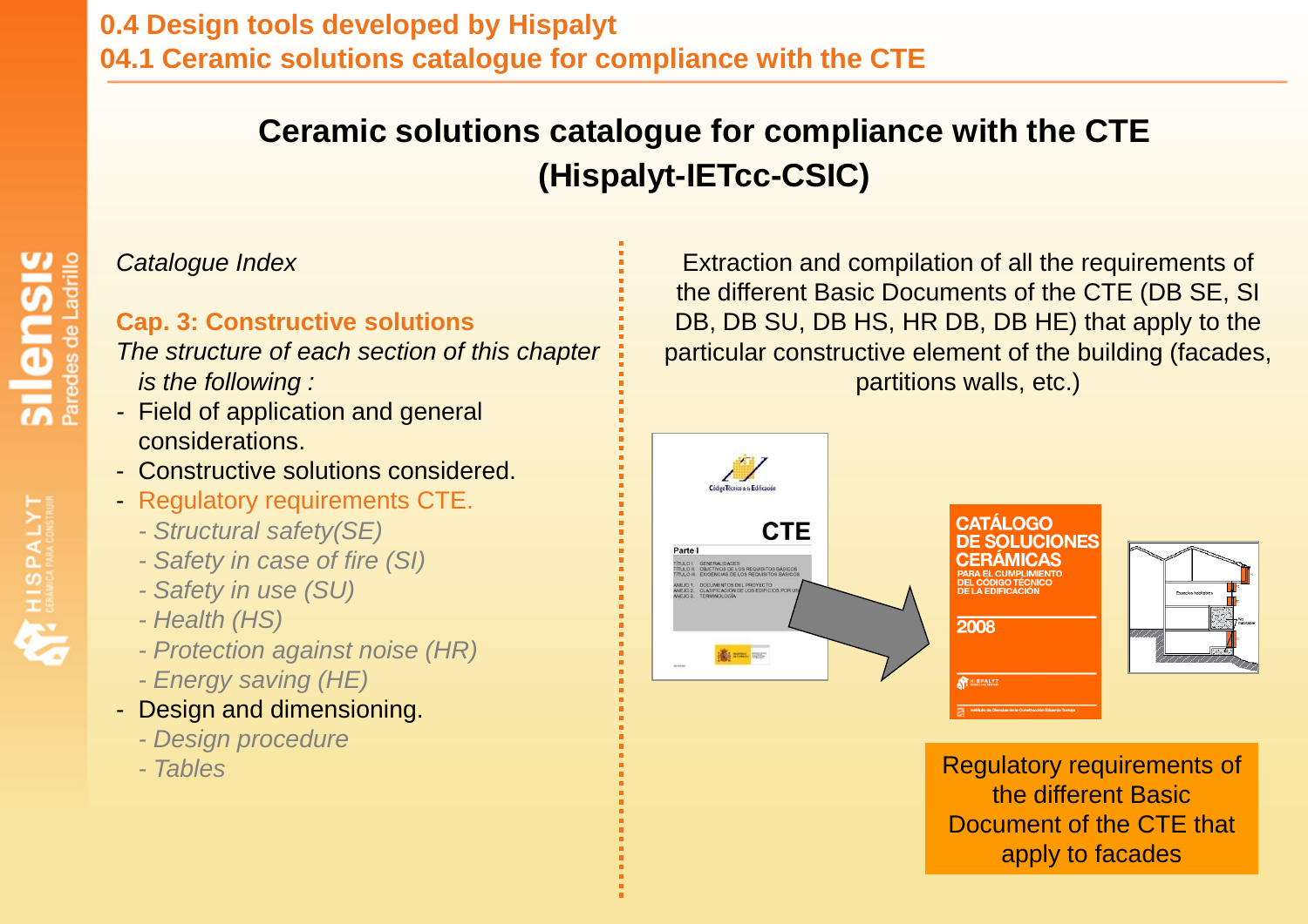# 0.4 Design tools developed by Hispalyt

## 04.1 Ceramic solutions catalogue for compliance with the CTE

### Ceramic solutions catalogue for compliance with the CTE (Hispalyt-IETcc-CSIC)

*Catalogue Index*

**Cap. 3: Constructive solutions**

*The structure of each section of this chapter is the following :*

- Field of application and general considerations.
- Constructive solutions considered.
- Regulatory requirements CTE.
  - *Structural safety(SE)*
  - *Safety in case of fire (SI)*
  - *Safety in use (SU)*
  - *Health (HS)*
  - *Protection against noise (HR)*
  - *Energy saving (HE)*
- Design and dimensioning.
  - *Design procedure*
  - *Tables*

Extraction and compilation of all the requirements of the different Basic Documents of the CTE (DB SE, SI DB, DB SU, DB HS, HR DB, DB HE) that apply to the particular constructive element of the building (facades, partitions walls, etc.)

Regulatory requirements of the different Basic Document of the CTE that apply to facades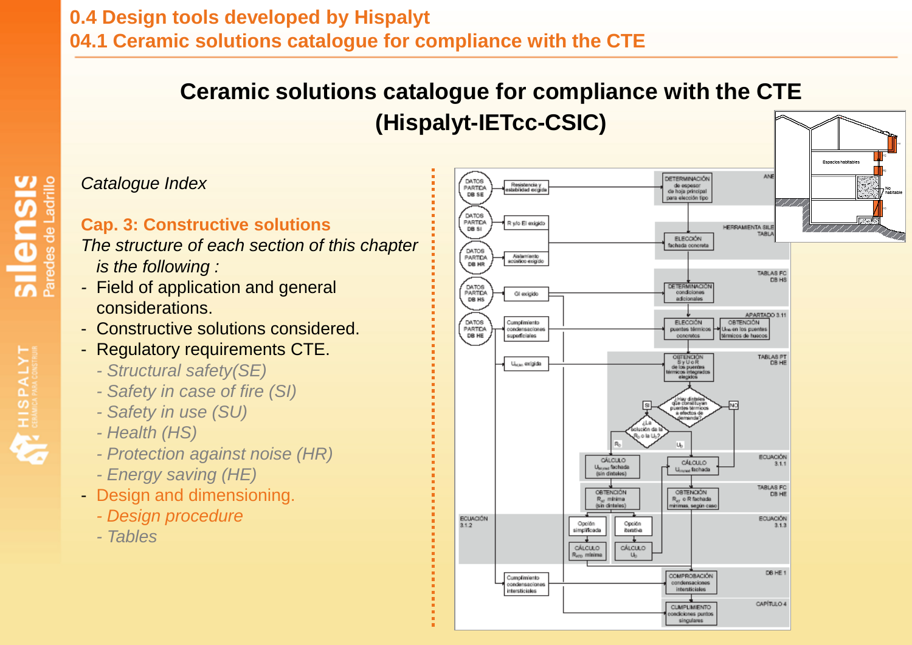# 0.4 Design tools developed by Hispalyt

## 04.1 Ceramic solutions catalogue for compliance with the CTE

## Ceramic solutions catalogue for compliance with the CTE (Hispalyt-IETcc-CSIC)

*Catalogue Index*

**Cap. 3: Constructive solutions**

*The structure of each section of this chapter is the following :*

- Field of application and general considerations.
- Constructive solutions considered.
- Regulatory requirements CTE.
  - *Structural safety(SE)*
  - *Safety in case of fire (SI)*
  - *Safety in use (SU)*
  - *Health (HS)*
  - *Protection against noise (HR)*
  - *Energy saving (HE)*
- Design and dimensioning.
  - *Design procedure*
  - *Tables*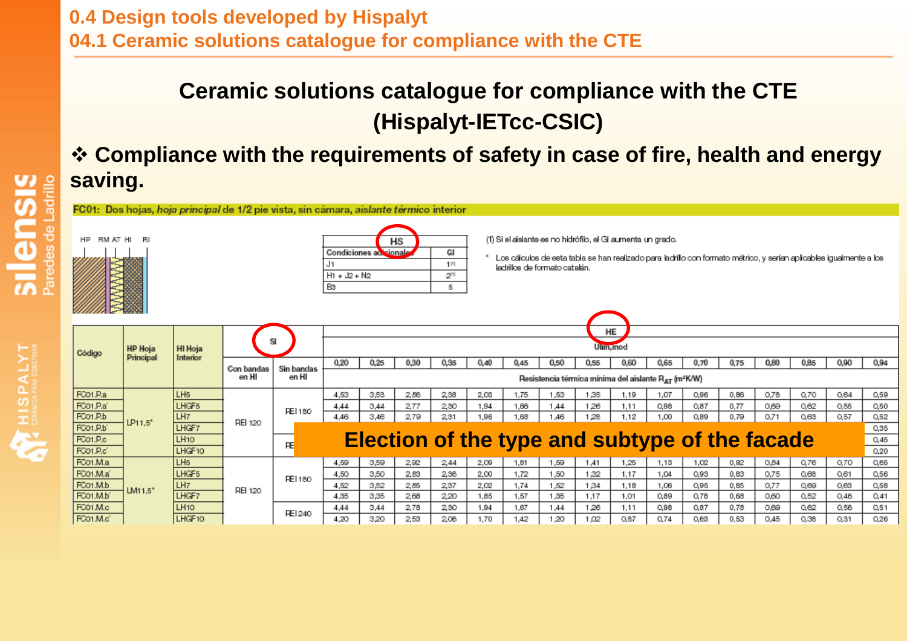# 0.4 Design tools developed by Hispalyt

## 04.1 Ceramic solutions catalogue for compliance with the CTE

### Ceramic solutions catalogue for compliance with the CTE (Hispalyt-IETcc-CSIC)

❖ **Compliance with the requirements of safety in case of fire, health and energy saving.**

**FC01: Dos hojas, *hoja principal* de 1/2 pie vista, sin cámara, *aislante térmico* interior**

HP RM AT HI RI

| HS | |
|---|---|
| Condiciones adicionales | GI |
| J1 | 1[(1)] |
| H1 + J2 + N2 | 2[(1)] |
| B3 | 5 |

(1) Si el aislante es no hidrófilo, el GI aumenta un grado.

\* Los cálculos de esta tabla se han realizado para ladrillo con formato métrico, y serían aplicables igualmente a los ladrillos de formato catalán.

| Código | HP Hoja Principal | HI Hoja Interior | SI | | HE | | | | | | | | | | | | | | | |
|---|---|---|---|---|---|---|---|---|---|---|---|---|---|---|---|---|---|---|---|---|
| | | | | | Ulim,mod | | | | | | | | | | | | | | | |
| | | | Con bandas en HI | Sin bandas en HI | 0,20 | 0,25 | 0,30 | 0,35 | 0,40 | 0,45 | 0,50 | 0,55 | 0,60 | 0,65 | 0,70 | 0,75 | 0,80 | 0,85 | 0,90 | 0,94 |
| | | | | | Resistencia térmica mínima del aislante $R_{AT}$ (m²K/W) | | | | | | | | | | | | | | | |
| FC01.P.a | LP11,5* | LH5 | REI 120 | REI 180 | 4,53 | 3,53 | 2,86 | 2,38 | 2,03 | 1,75 | 1,53 | 1,35 | 1,19 | 1,07 | 0,96 | 0,86 | 0,78 | 0,70 | 0,64 | 0,59 |
| FC01.P.a' | | LHGF5 | | | 4,44 | 3,44 | 2,77 | 2,30 | 1,94 | 1,66 | 1,44 | 1,26 | 1,11 | 0,98 | 0,87 | 0,77 | 0,69 | 0,62 | 0,55 | 0,50 |
| FC01.P.b | | LH7 | | | 4,46 | 3,46 | 2,79 | 2,31 | 1,96 | 1,68 | 1,46 | 1,28 | 1,12 | 1,00 | 0,89 | 0,79 | 0,71 | 0,63 | 0,57 | 0,52 |
| FC01.P.b' | | LHGF7 | | | | | | | | | | | | | | | | | | 0,35 |
| FC01.P.c | | LH10 | | RE | | | | | | | | | | | | | | | | 0,45 |
| FC01.P.c' | | LHGF10 | | | | | | | | | | | | | | | | | | 0,20 |
| FC01.M.a | LM11,5* | LH5 | REI 120 | REI 180 | 4,59 | 3,59 | 2,92 | 2,44 | 2,09 | 1,81 | 1,59 | 1,41 | 1,25 | 1,13 | 1,02 | 0,92 | 0,84 | 0,76 | 0,70 | 0,65 |
| FC01.M.a' | | LHGF5 | | | 4,50 | 3,50 | 2,83 | 2,36 | 2,00 | 1,72 | 1,50 | 1,32 | 1,17 | 1,04 | 0,93 | 0,83 | 0,75 | 0,68 | 0,61 | 0,56 |
| FC01.M.b | | LH7 | | | 4,52 | 3,52 | 2,85 | 2,37 | 2,02 | 1,74 | 1,52 | 1,34 | 1,18 | 1,06 | 0,95 | 0,85 | 0,77 | 0,69 | 0,63 | 0,58 |
| FC01.M.b' | | LHGF7 | | | 4,35 | 3,35 | 2,68 | 2,20 | 1,85 | 1,57 | 1,35 | 1,17 | 1,01 | 0,89 | 0,78 | 0,68 | 0,60 | 0,52 | 0,46 | 0,41 |
| FC01.M.c | | LH10 | | REI 240 | 4,44 | 3,44 | 2,78 | 2,30 | 1,94 | 1,67 | 1,44 | 1,26 | 1,11 | 0,98 | 0,87 | 0,78 | 0,69 | 0,62 | 0,56 | 0,51 |
| FC01.M.c' | | LHGF10 | | | 4,20 | 3,20 | 2,53 | 2,06 | 1,70 | 1,42 | 1,20 | 1,02 | 0,87 | 0,74 | 0,63 | 0,53 | 0,45 | 0,38 | 0,31 | 0,26 |

**Election of the type and subtype of the facade**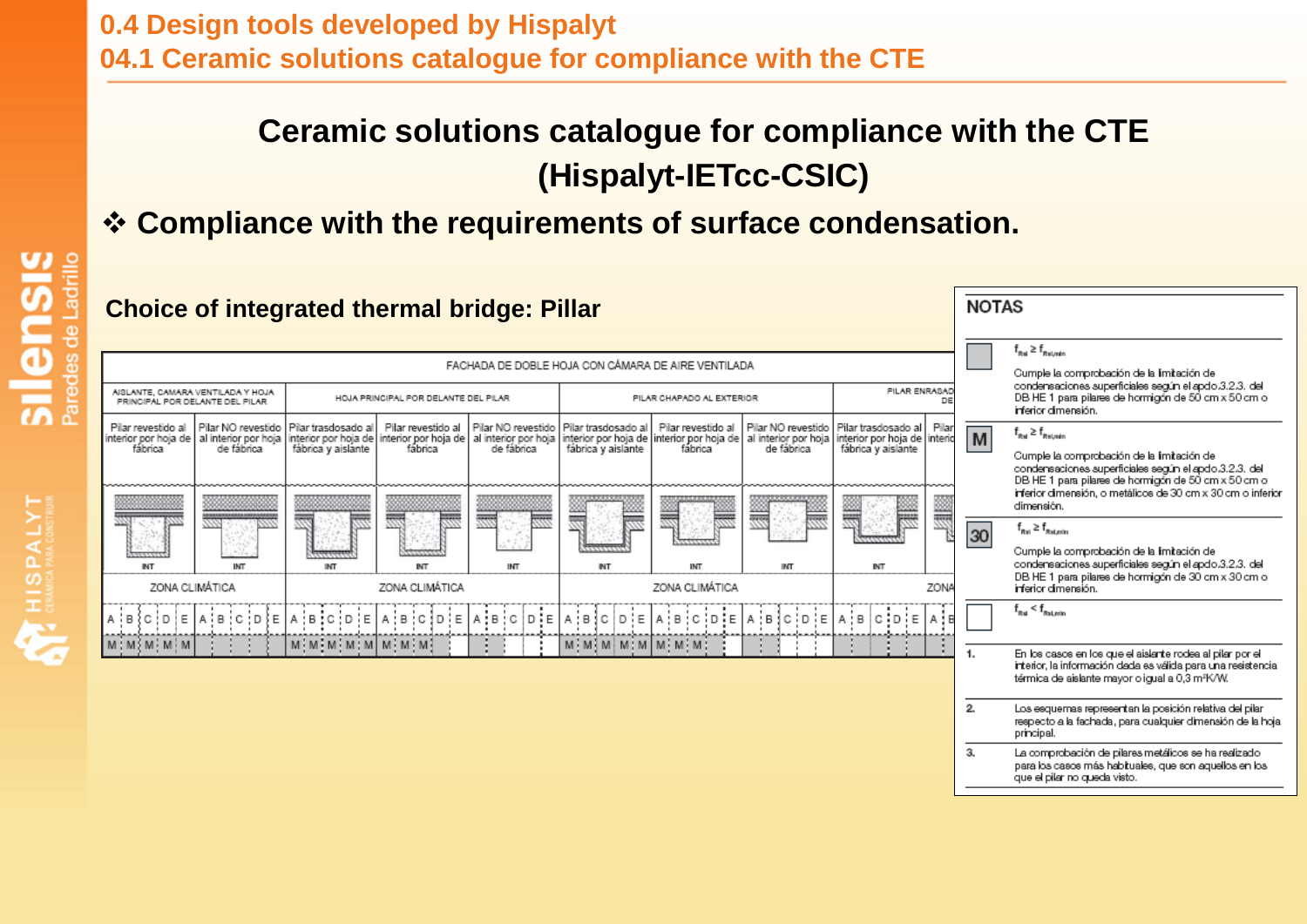# 0.4 Design tools developed by Hispalyt

## 04.1 Ceramic solutions catalogue for compliance with the CTE

## Ceramic solutions catalogue for compliance with the CTE (Hispalyt-IETcc-CSIC)

❖ **Compliance with the requirements of surface condensation.**

### Choice of integrated thermal bridge: Pillar

FACHADA DE DOBLE HOJA CON CÁMARA DE AIRE VENTILADA

| AISLANTE, CAMARA VENTILADA Y HOJA PRINCIPAL POR DELANTE DEL PILAR | | HOJA PRINCIPAL POR DELANTE DEL PILAR | | | PILAR CHAPADO AL EXTERIOR | | | PILAR ENRASADO DE... | |
|---|---|---|---|---|---|---|---|---|---|
| Pilar revestido al interior por hoja de fábrica | Pilar NO revestido al interior por hoja de fábrica | Pilar trasdosado al interior por hoja de fábrica y aislante | Pilar revestido al interior por hoja de fábrica | Pilar NO revestido al interior por hoja de fábrica | Pilar trasdosado al interior por hoja de fábrica y aislante | Pilar revestido al interior por hoja de fábrica | Pilar NO revestido al interior por hoja de fábrica | Pilar trasdosado al interior por hoja de fábrica y aislante | Pilar ... interio... |
| INT | INT | INT | INT | INT | INT | INT | INT | INT | |
| ZONA CLIMÁTICA | | ZONA CLIMÁTICA | | | ZONA CLIMÁTICA | | | ZONA... | |
| A B C D E | A B C D E | A B C D E | A B C D E | A B C D E | A B C D E | A B C D E | A B C D E | A B C D E | A B |
| M M M M M | | M M M M M | M M M | | M M M M M | M M M | | | |

**NOTAS**

| | |
|---|---|
| (gris) | $f_{Rsi} \geq f_{Rsi,min}$ Cumple la comprobación de la limitación de condensaciones superficiales según el apdo.3.2.3. del DB HE 1 para pilares de hormigón de 50 cm x 50 cm o inferior dimensión. |
| M | $f_{Rsi} \geq f_{Rsi,min}$ Cumple la comprobación de la limitación de condensaciones superficiales según el apdo.3.2.3. del DB HE 1 para pilares de hormigón de 50 cm x 50 cm o inferior dimensión, o metálicos de 30 cm x 30 cm o inferior dimensión. |
| 30 | $f_{Rsi} \geq f_{Rsi,min}$ Cumple la comprobación de la limitación de condensaciones superficiales según el apdo.3.2.3. del DB HE 1 para pilares de hormigón de 30 cm x 30 cm o inferior dimensión. |
| (blanco) | $f_{Rsi} < f_{Rsi,min}$ |

1. En los casos en los que el aislante rodea al pilar por el interior, la información dada es válida para una resistencia térmica de aislante mayor o igual a 0,3 m²K/W.
2. Los esquemas representan la posición relativa del pilar respecto a la fachada, para cualquier dimensión de la hoja principal.
3. La comprobación de pilares metálicos se ha realizado para los casos más habituales, que son aquellos en los que el pilar no queda visto.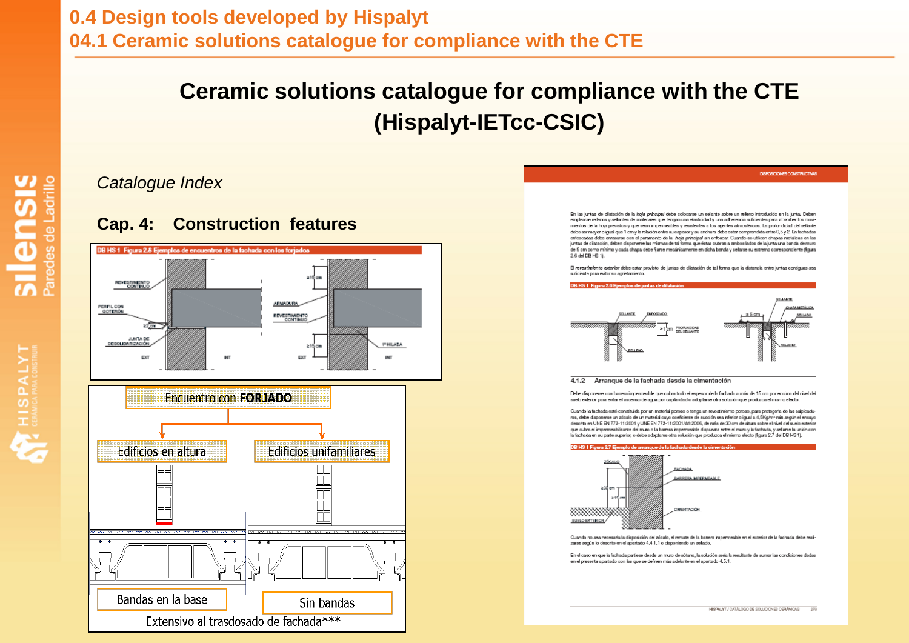# 0.4 Design tools developed by Hispalyt

## 04.1 Ceramic solutions catalogue for compliance with the CTE

# Ceramic solutions catalogue for compliance with the CTE (Hispalyt-IETcc-CSIC)

*Catalogue Index*

**Cap. 4: Construction features**

DB HS 1 Figura 2.8 Ejemplos de encuentros de la fachada con los forjados

REVESTIMIENTO CONTINUO
PERFIL CON GOTERÓN
≥2 cm
JUNTA DE DESOLIDARIZACIÓN
EXT
INT
≥15 cm
ARMADURA
REVESTIMIENTO CONTINUO
≥15 cm
1ª HILADA
EXT
INT

Encuentro con **FORJADO**

Edificios en altura

Edificios unifamiliares

Bandas en la base

Sin bandas

Extensivo al trasdosado de fachada***

DISPOSICIONES CONSTRUCTIVAS

En las juntas de dilatación de la *hoja principal* debe colocarse un sellante sobre un relleno introducido en la junta. Deben emplearse rellenos y sellantes de materiales que tengan una elasticidad y una adherencia suficientes para absorber los movimientos de la hoja previstos y que sean impermeables y resistentes a los agentes atmosféricos. La profundidad del sellante debe ser mayor o igual que 1 cm y la relación entre su espesor y su anchura debe estar comprendida entre 0,5 y 2. En fachadas enfoscadas debe enrasarse con el paramento de la *hoja principal* sin enfoscar. Cuando se utilicen chapas metálicas en las juntas de dilatación, deben disponerse las mismas de tal forma que éstas cubran a ambos lados de la junta una banda de muro de 5 cm como mínimo y cada chapa debe fijarse mecánicamente en dicha banda y sellarse su extremo correspondiente (figura 2.6 del DB HS 1).

El *revestimiento exterior* debe estar provisto de juntas de dilatación de tal forma que la distancia entre juntas contiguas sea suficiente para evitar su agrietamiento.

DB HS 1 Figura 2.6 Ejemplos de juntas de dilatación

SELLANTE
ENFOSCADO
≥1 cm PROFUNDIDAD DEL SELLANTE
RELLENO
SELLANTE
CHAPA METÁLICA
≥5 cm
SELLADO
RELLENO

### 4.1.2 Arranque de la fachada desde la cimentación

Debe disponerse una barrera impermeable que cubra todo el espesor de la fachada a más de 15 cm por encima del nivel del suelo exterior para evitar el ascenso de agua por capilaridad o adoptarse otra solución que produzca el mismo efecto.

Cuando la fachada esté constituida por un material poroso o tenga un revestimiento poroso, para protegerla de las salpicaduras, debe disponerse un zócalo de un material cuyo coeficiente de succión sea inferior o igual a 4,5Kg/m²·min según el ensayo descrito en UNE EN 772-11:2001 y UNE EN 772-11:2001/A1:2006, de más de 30 cm de altura sobre el nivel del suelo exterior que cubra el impermeabilizante del muro o la barrera impermeable dispuesta entre el muro y la fachada, y sellarse la unión con la fachada en su parte superior, o debe adoptarse otra solución que produzca el mismo efecto (figura 2.7 del DB HS 1).

DB HS 1 Figura 2.7 Ejemplo de arranque de la fachada desde la cimentación

ZÓCALO
FACHADA
BARRERA IMPERMEABLE
≥30 cm
≥15 cm
CIMENTACIÓN
SUELO EXTERIOR

Cuando no sea necesaria la disposición del zócalo, el remate de la barrera impermeable en el exterior de la fachada debe realizarse según lo descrito en el apartado 4.4.1.1 o disponiendo un sellado.

En el caso en que la fachada parta desde un muro de sótano, la solución sería la resultante de sumar las condiciones dadas en el presente apartado con las que se definen más adelante en el apartado 4.5.1.

HISPALYT / CATÁLOGO DE SOLUCIONES CERÁMICAS 279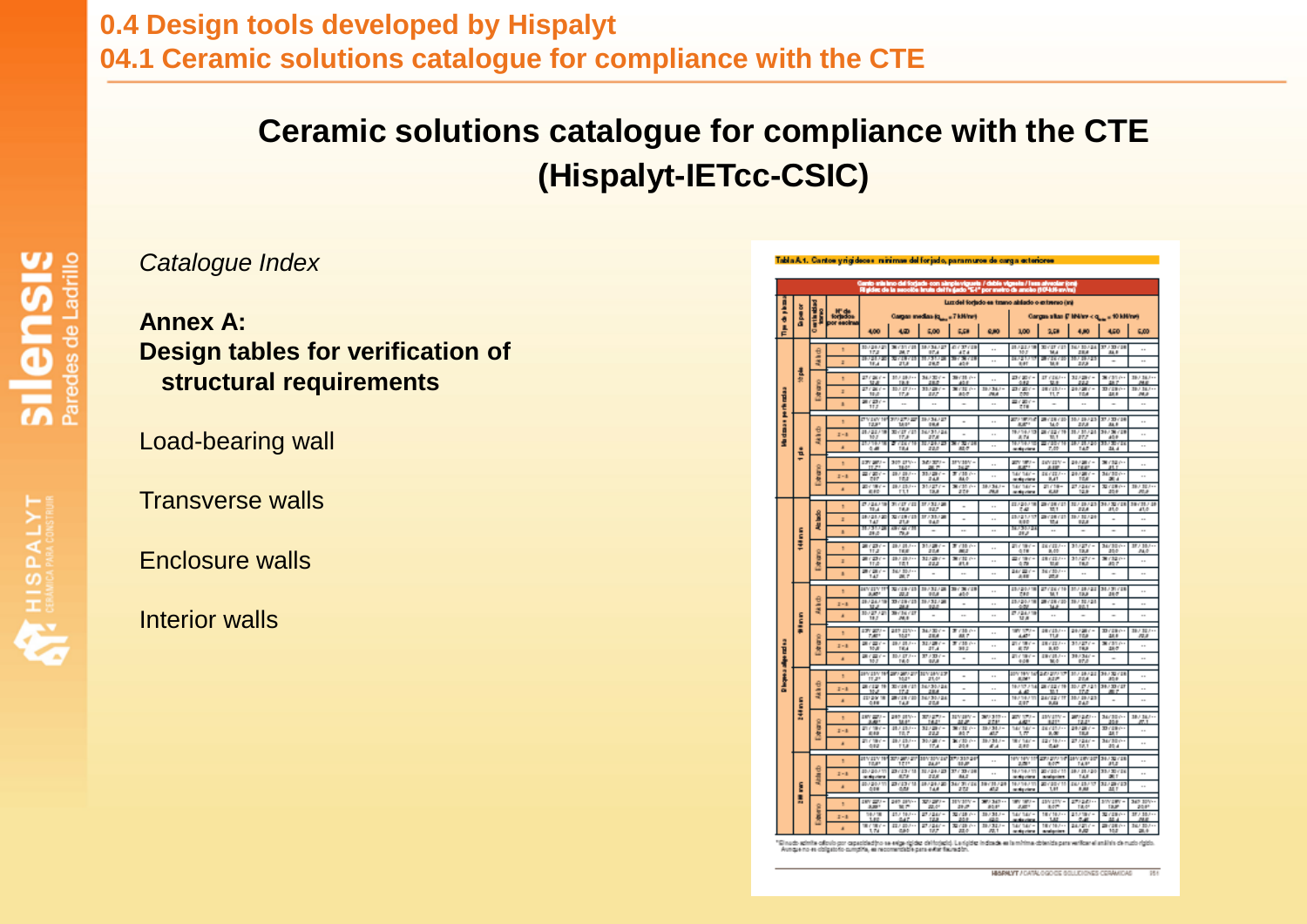## 0.4 Design tools developed by Hispalyt

## 04.1 Ceramic solutions catalogue for compliance with the CTE

# Ceramic solutions catalogue for compliance with the CTE (Hispalyt-IETcc-CSIC)

*Catalogue Index*

**Annex A:**
**Design tables for verification of structural requirements**

Load-bearing wall

Transverse walls

Enclosure walls

Interior walls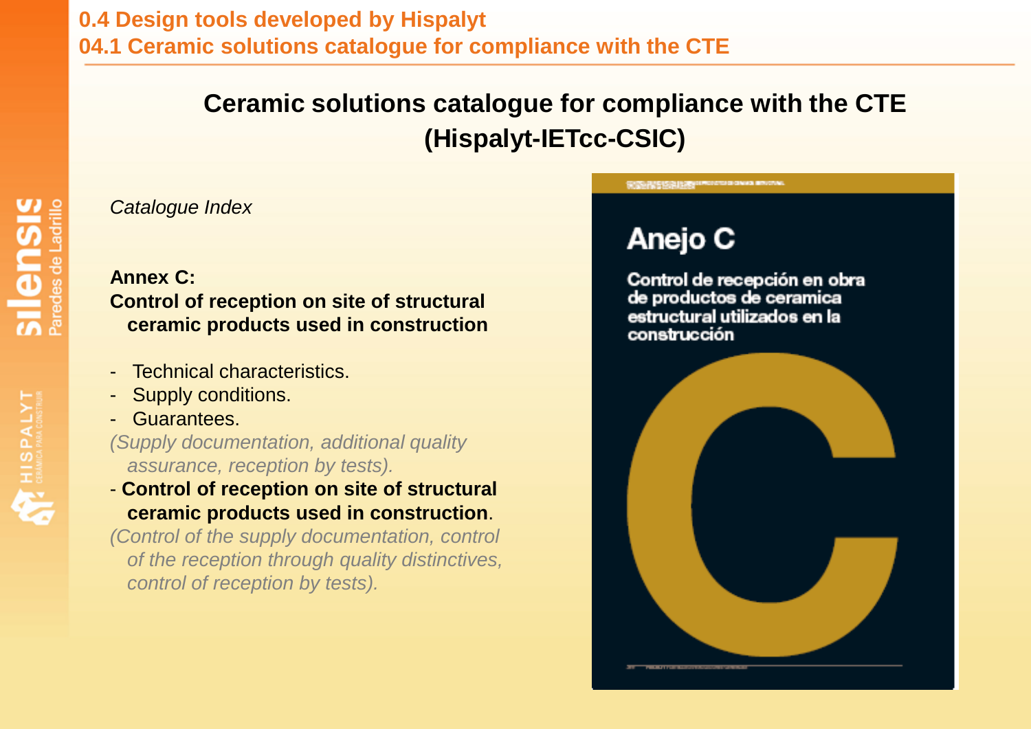0.4 Design tools developed by Hispalyt
04.1 Ceramic solutions catalogue for compliance with the CTE

# Ceramic solutions catalogue for compliance with the CTE (Hispalyt-IETcc-CSIC)

*Catalogue Index*

**Annex C:**
**Control of reception on site of structural ceramic products used in construction**

- Technical characteristics.
- Supply conditions.
- Guarantees.

*(Supply documentation, additional quality assurance, reception by tests).*

- **Control of reception on site of structural ceramic products used in construction**.

*(Control of the supply documentation, control of the reception through quality distinctives, control of reception by tests).*

Anejo C

Control de recepción en obra de productos de ceramica estructural utilizados en la construcción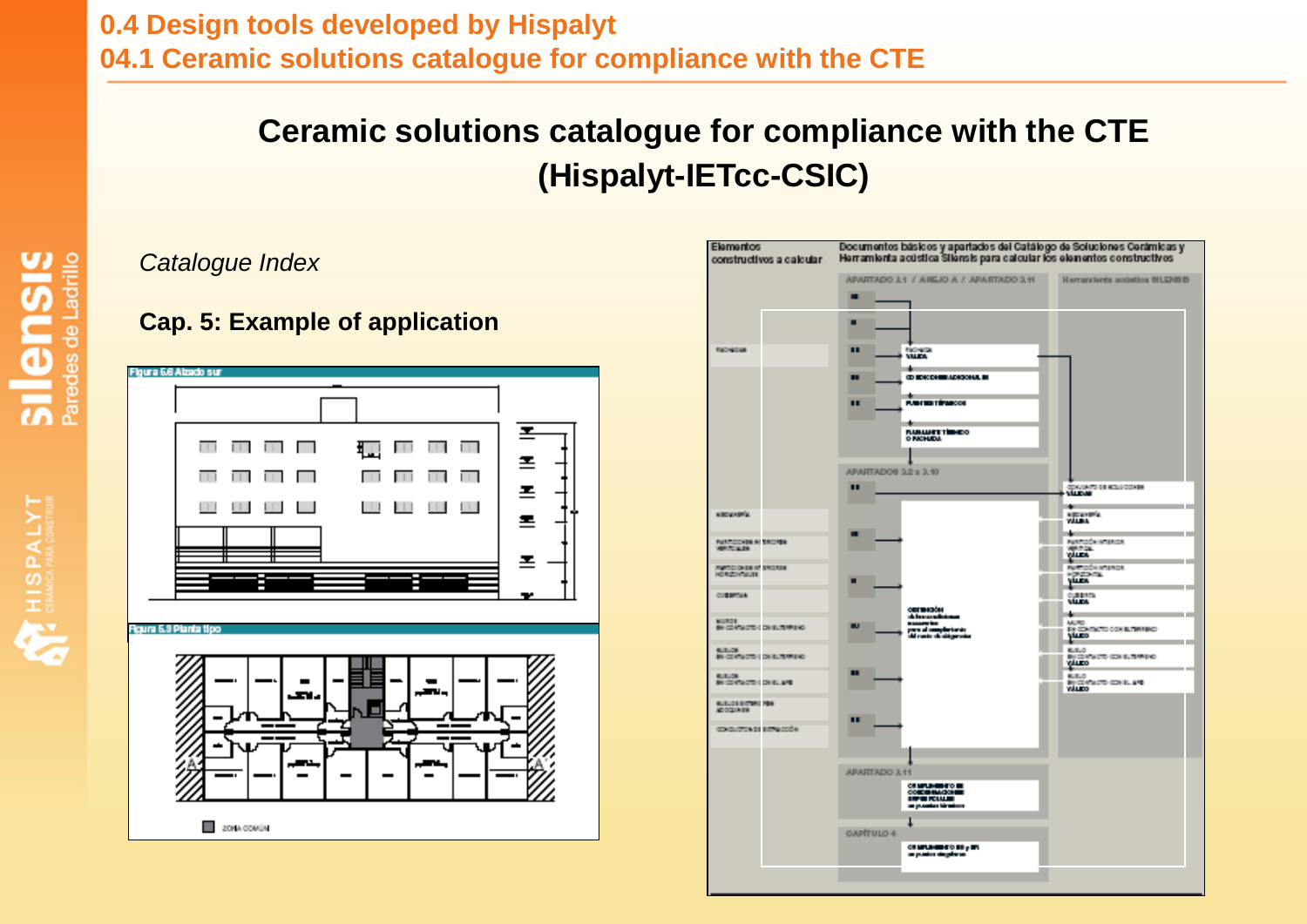# Ceramic solutions catalogue for compliance with the CTE (Hispalyt-IETcc-CSIC)

*Catalogue Index*

**Cap. 5: Example of application**

Figura 5.8 Alzado sur

Figura 5.9 Planta tipo

ZONA COMÚN

Elementos constructivos a calcular

Documentos básicos y apartados del Catálogo de Soluciones Cerámicas y Herramienta acústica Silensis para calcular los elementos constructivos

APARTADO 3.1 / ANEJO A / APARTADO 3.11

Herramienta acústica SILENSIS

APARTADOS 3.2 a 3.10

APARTADO 3.11

CAPÍTULO 4